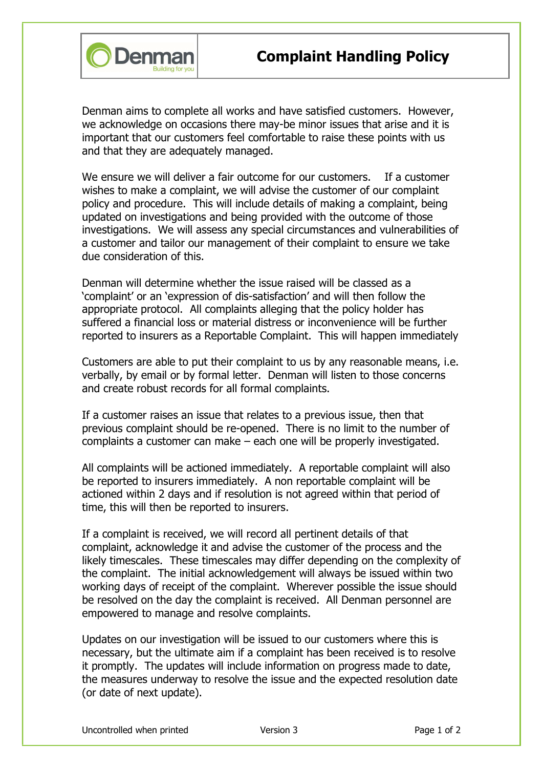# Complaint Handling Policy

Denman aims to complete all works and have satisfied customers. However, we acknowledge on occasions there may-be minor issues that arise and it is important that our customers feel comfortable to raise these points with us and that they are adequately managed.

We ensure we will deliver a fair outcome for our customers. If a customer wishes to make a complaint, we will advise the customer of our complaint policy and procedure. This will include details of making a complaint, being updated on investigations and being provided with the outcome of those investigations. We will assess any special circumstances and vulnerabilities of a customer and tailor our management of their complaint to ensure we take due consideration of this.

Denman will determine whether the issue raised will be classed as a 'complaint' or an 'expression of dis-satisfaction' and will then follow the appropriate protocol. All complaints alleging that the policy holder has suffered a financial loss or material distress or inconvenience will be further reported to insurers as a Reportable Complaint. This will happen immediately

Customers are able to put their complaint to us by any reasonable means, i.e. verbally, by email or by formal letter. Denman will listen to those concerns and create robust records for all formal complaints.

If a customer raises an issue that relates to a previous issue, then that previous complaint should be re-opened. There is no limit to the number of complaints a customer can make – each one will be properly investigated.

All complaints will be actioned immediately. A reportable complaint will also be reported to insurers immediately. A non reportable complaint will be actioned within 2 days and if resolution is not agreed within that period of time, this will then be reported to insurers.

If a complaint is received, we will record all pertinent details of that complaint, acknowledge it and advise the customer of the process and the likely timescales. These timescales may differ depending on the complexity of the complaint. The initial acknowledgement will always be issued within two working days of receipt of the complaint. Wherever possible the issue should be resolved on the day the complaint is received. All Denman personnel are empowered to manage and resolve complaints.

Updates on our investigation will be issued to our customers where this is necessary, but the ultimate aim if a complaint has been received is to resolve it promptly. The updates will include information on progress made to date, the measures underway to resolve the issue and the expected resolution date (or date of next update).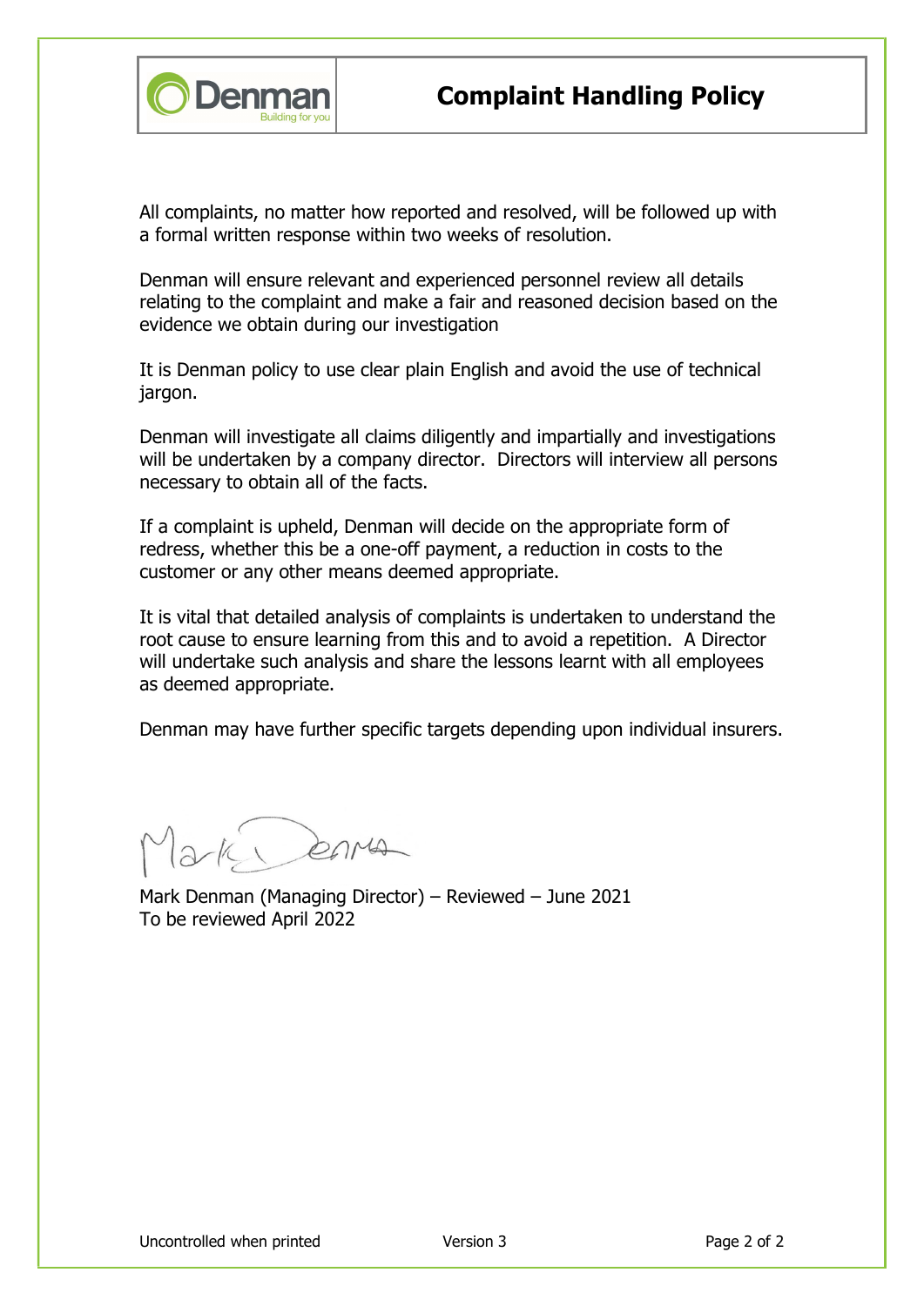# Complaint Handling Policy

All complaints, no matter how reported and resolved, will be followed up with a formal written response within two weeks of resolution.

Denman will ensure relevant and experienced personnel review all details relating to the complaint and make a fair and reasoned decision based on the evidence we obtain during our investigation

It is Denman policy to use clear plain English and avoid the use of technical jargon.

Denman will investigate all claims diligently and impartially and investigations will be undertaken by a company director. Directors will interview all persons necessary to obtain all of the facts.

If a complaint is upheld, Denman will decide on the appropriate form of redress, whether this be a one-off payment, a reduction in costs to the customer or any other means deemed appropriate.

It is vital that detailed analysis of complaints is undertaken to understand the root cause to ensure learning from this and to avoid a repetition. A Director will undertake such analysis and share the lessons learnt with all employees as deemed appropriate.

Denman may have further specific targets depending upon individual insurers.

Mark Denman (Managing Director) – Reviewed – June 2021
To be reviewed April 2022

Uncontrolled when printed    Version 3